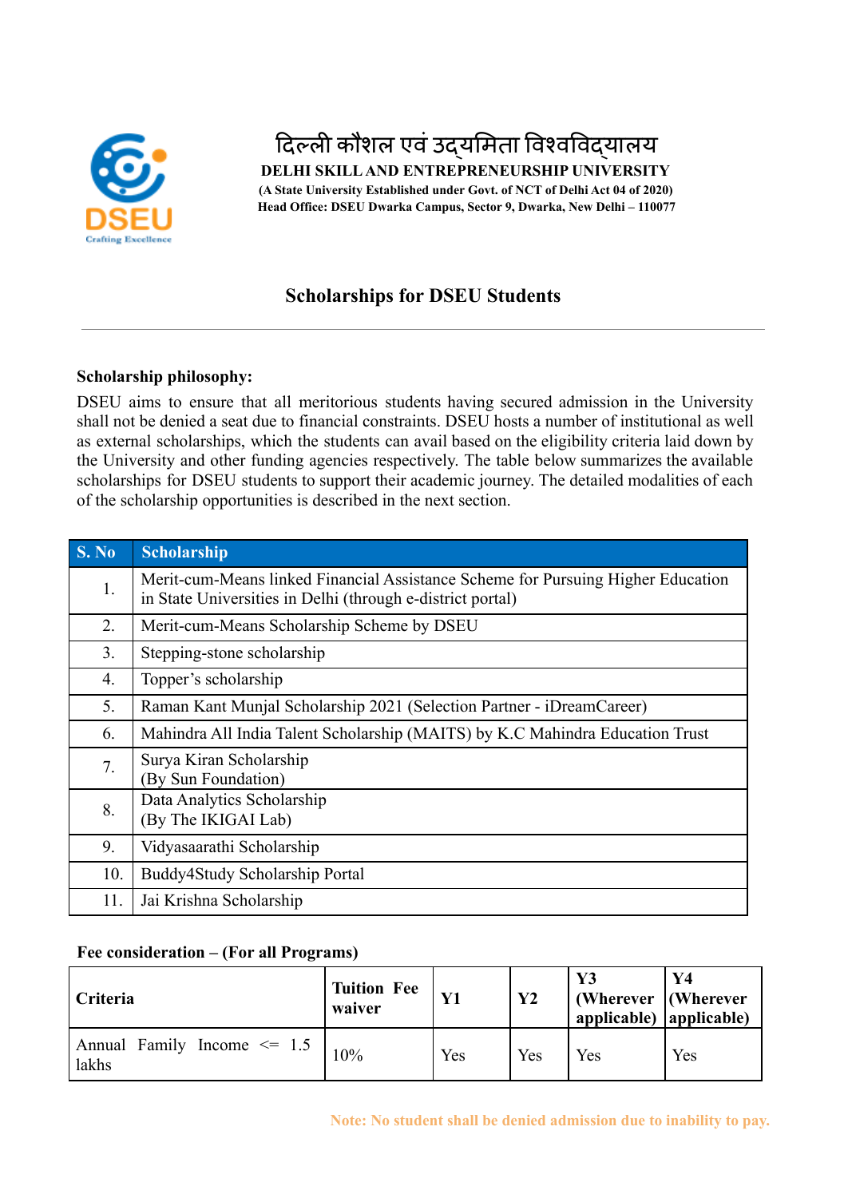दिल्ली कौशल एवं उद्यमिता विश्वविद्यालय

**DELHI SKILL AND ENTREPRENEURSHIP UNIVERSITY**

**(A State University Established under Govt. of NCT of Delhi Act 04 of 2020)**

**Head Office: DSEU Dwarka Campus, Sector 9, Dwarka, New Delhi – 110077**

# Scholarships for DSEU Students

---

**Scholarship philosophy:**

DSEU aims to ensure that all meritorious students having secured admission in the University shall not be denied a seat due to financial constraints. DSEU hosts a number of institutional as well as external scholarships, which the students can avail based on the eligibility criteria laid down by the University and other funding agencies respectively. The table below summarizes the available scholarships for DSEU students to support their academic journey. The detailed modalities of each of the scholarship opportunities is described in the next section.

| S. No | Scholarship |
|---|---|
| 1. | Merit-cum-Means linked Financial Assistance Scheme for Pursuing Higher Education in State Universities in Delhi (through e-district portal) |
| 2. | Merit-cum-Means Scholarship Scheme by DSEU |
| 3. | Stepping-stone scholarship |
| 4. | Topper's scholarship |
| 5. | Raman Kant Munjal Scholarship 2021 (Selection Partner - iDreamCareer) |
| 6. | Mahindra All India Talent Scholarship (MAITS) by K.C Mahindra Education Trust |
| 7. | Surya Kiran Scholarship (By Sun Foundation) |
| 8. | Data Analytics Scholarship (By The IKIGAI Lab) |
| 9. | Vidyasaarathi Scholarship |
| 10. | Buddy4Study Scholarship Portal |
| 11. | Jai Krishna Scholarship |

**Fee consideration – (For all Programs)**

| Criteria | Tuition Fee waiver | Y1 | Y2 | Y3 (Wherever applicable) | Y4 (Wherever applicable) |
|---|---|---|---|---|---|
| Annual Family Income <= 1.5 lakhs | 10% | Yes | Yes | Yes | Yes |

**Note: No student shall be denied admission due to inability to pay.**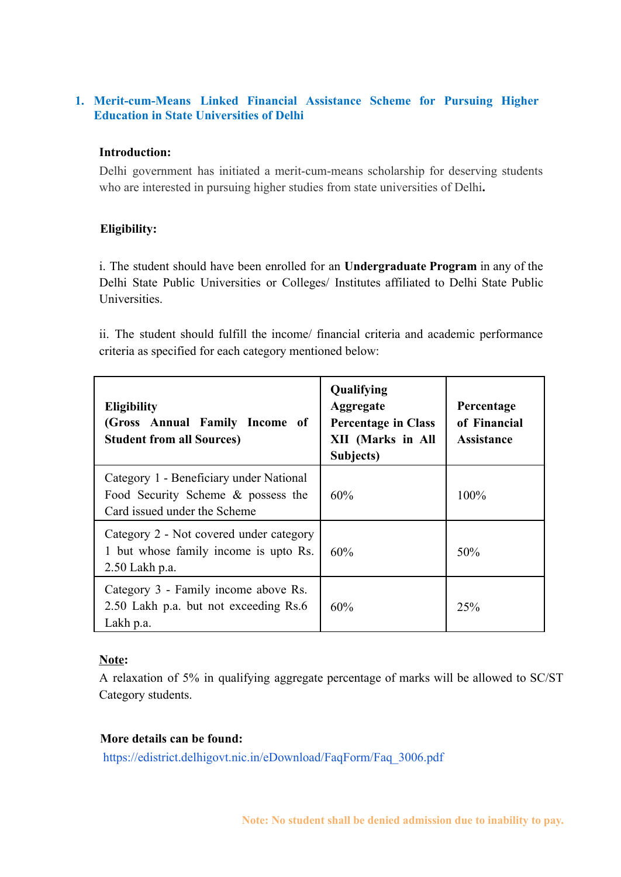## 1. Merit-cum-Means Linked Financial Assistance Scheme for Pursuing Higher Education in State Universities of Delhi

**Introduction:**

Delhi government has initiated a merit-cum-means scholarship for deserving students who are interested in pursuing higher studies from state universities of Delhi**.**

**Eligibility:**

i. The student should have been enrolled for an **Undergraduate Program** in any of the Delhi State Public Universities or Colleges/ Institutes affiliated to Delhi State Public Universities.

ii. The student should fulfill the income/ financial criteria and academic performance criteria as specified for each category mentioned below:

| **Eligibility (Gross Annual Family Income of Student from all Sources)** | **Qualifying Aggregate Percentage in Class XII (Marks in All Subjects)** | **Percentage of Financial Assistance** |
|---|---|---|
| Category 1 - Beneficiary under National Food Security Scheme & possess the Card issued under the Scheme | 60% | 100% |
| Category 2 - Not covered under category 1 but whose family income is upto Rs. 2.50 Lakh p.a. | 60% | 50% |
| Category 3 - Family income above Rs. 2.50 Lakh p.a. but not exceeding Rs.6 Lakh p.a. | 60% | 25% |

**Note:**

A relaxation of 5% in qualifying aggregate percentage of marks will be allowed to SC/ST Category students.

**More details can be found:**

https://edistrict.delhigovt.nic.in/eDownload/FaqForm/Faq_3006.pdf

**Note: No student shall be denied admission due to inability to pay.**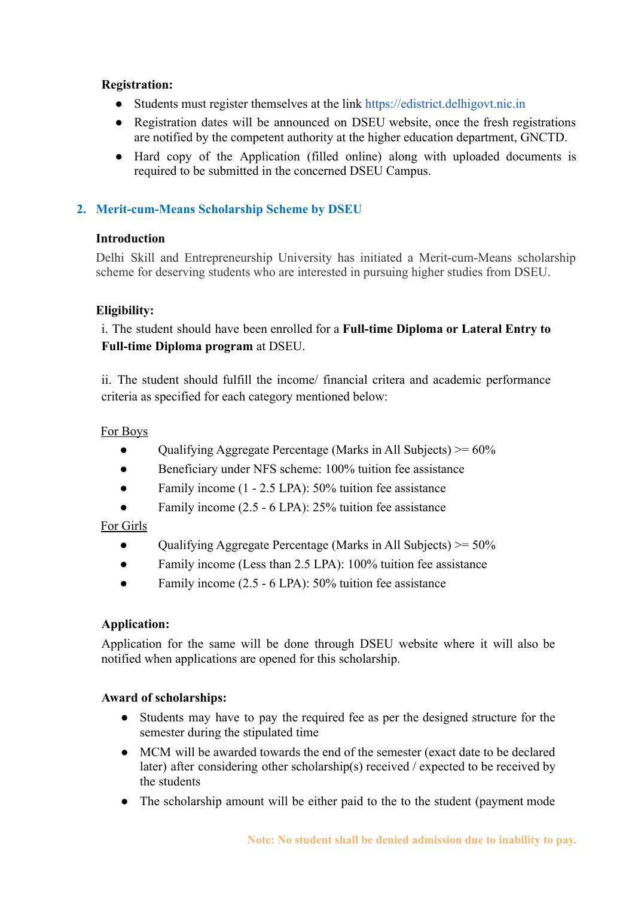**Registration:**

- Students must register themselves at the link https://edistrict.delhigovt.nic.in
- Registration dates will be announced on DSEU website, once the fresh registrations are notified by the competent authority at the higher education department, GNCTD.
- Hard copy of the Application (filled online) along with uploaded documents is required to be submitted in the concerned DSEU Campus.

## 2. Merit-cum-Means Scholarship Scheme by DSEU

**Introduction**

Delhi Skill and Entrepreneurship University has initiated a Merit-cum-Means scholarship scheme for deserving students who are interested in pursuing higher studies from DSEU.

**Eligibility:**

i. The student should have been enrolled for a **Full-time Diploma or Lateral Entry to Full-time Diploma program** at DSEU.

ii. The student should fulfill the income/ financial critera and academic performance criteria as specified for each category mentioned below:

For Boys

- Qualifying Aggregate Percentage (Marks in All Subjects) >= 60%
- Beneficiary under NFS scheme: 100% tuition fee assistance
- Family income (1 - 2.5 LPA): 50% tuition fee assistance
- Family income (2.5 - 6 LPA): 25% tuition fee assistance

For Girls

- Qualifying Aggregate Percentage (Marks in All Subjects) >= 50%
- Family income (Less than 2.5 LPA): 100% tuition fee assistance
- Family income (2.5 - 6 LPA): 50% tuition fee assistance

**Application:**

Application for the same will be done through DSEU website where it will also be notified when applications are opened for this scholarship.

**Award of scholarships:**

- Students may have to pay the required fee as per the designed structure for the semester during the stipulated time
- MCM will be awarded towards the end of the semester (exact date to be declared later) after considering other scholarship(s) received / expected to be received by the students
- The scholarship amount will be either paid to the to the student (payment mode

**Note: No student shall be denied admission due to inability to pay.**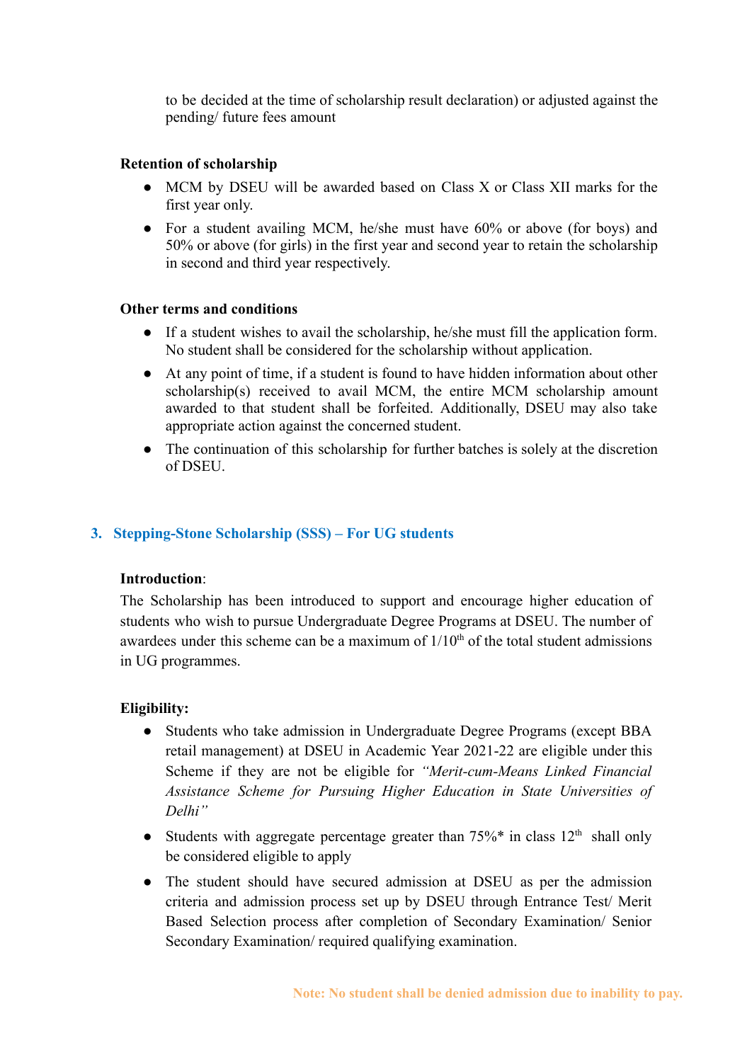to be decided at the time of scholarship result declaration) or adjusted against the pending/ future fees amount

**Retention of scholarship**

- MCM by DSEU will be awarded based on Class X or Class XII marks for the first year only.
- For a student availing MCM, he/she must have 60% or above (for boys) and 50% or above (for girls) in the first year and second year to retain the scholarship in second and third year respectively.

**Other terms and conditions**

- If a student wishes to avail the scholarship, he/she must fill the application form. No student shall be considered for the scholarship without application.
- At any point of time, if a student is found to have hidden information about other scholarship(s) received to avail MCM, the entire MCM scholarship amount awarded to that student shall be forfeited. Additionally, DSEU may also take appropriate action against the concerned student.
- The continuation of this scholarship for further batches is solely at the discretion of DSEU.

## 3. Stepping-Stone Scholarship (SSS) – For UG students

**Introduction**:
The Scholarship has been introduced to support and encourage higher education of students who wish to pursue Undergraduate Degree Programs at DSEU. The number of awardees under this scheme can be a maximum of 1/10th of the total student admissions in UG programmes.

**Eligibility:**

- Students who take admission in Undergraduate Degree Programs (except BBA retail management) at DSEU in Academic Year 2021-22 are eligible under this Scheme if they are not be eligible for *"Merit-cum-Means Linked Financial Assistance Scheme for Pursuing Higher Education in State Universities of Delhi"*
- Students with aggregate percentage greater than 75%* in class 12th shall only be considered eligible to apply
- The student should have secured admission at DSEU as per the admission criteria and admission process set up by DSEU through Entrance Test/ Merit Based Selection process after completion of Secondary Examination/ Senior Secondary Examination/ required qualifying examination.

**Note: No student shall be denied admission due to inability to pay.**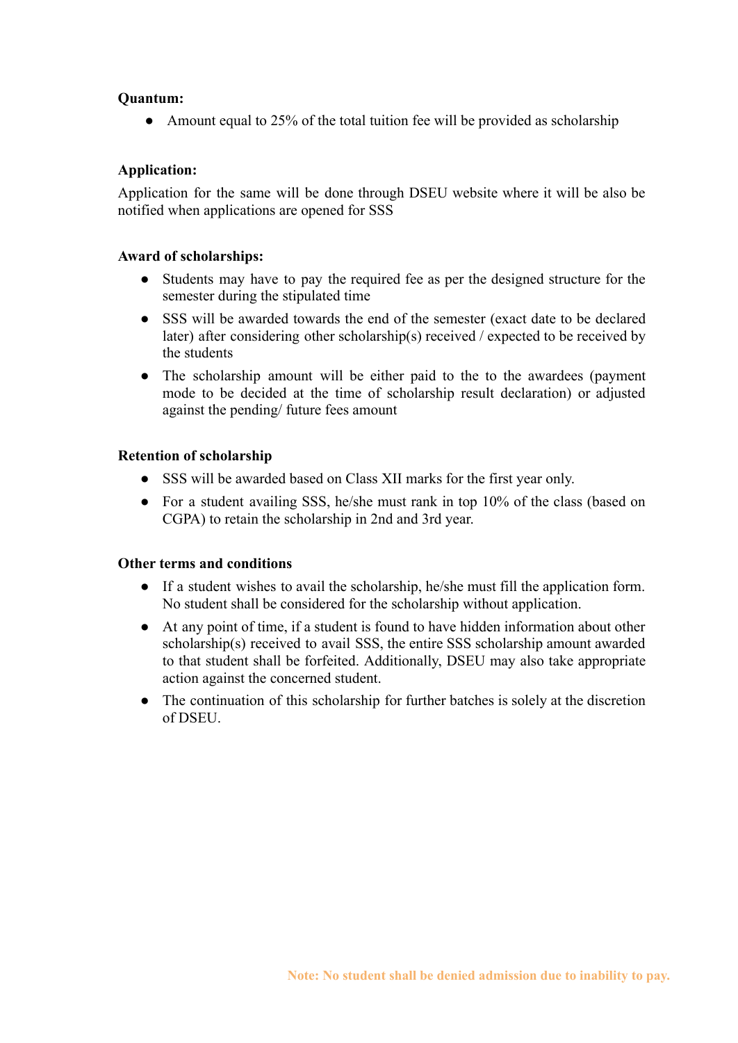**Quantum:**

- Amount equal to 25% of the total tuition fee will be provided as scholarship

**Application:**

Application for the same will be done through DSEU website where it will be also be notified when applications are opened for SSS

**Award of scholarships:**

- Students may have to pay the required fee as per the designed structure for the semester during the stipulated time
- SSS will be awarded towards the end of the semester (exact date to be declared later) after considering other scholarship(s) received / expected to be received by the students
- The scholarship amount will be either paid to the to the awardees (payment mode to be decided at the time of scholarship result declaration) or adjusted against the pending/ future fees amount

**Retention of scholarship**

- SSS will be awarded based on Class XII marks for the first year only.
- For a student availing SSS, he/she must rank in top 10% of the class (based on CGPA) to retain the scholarship in 2nd and 3rd year.

**Other terms and conditions**

- If a student wishes to avail the scholarship, he/she must fill the application form. No student shall be considered for the scholarship without application.
- At any point of time, if a student is found to have hidden information about other scholarship(s) received to avail SSS, the entire SSS scholarship amount awarded to that student shall be forfeited. Additionally, DSEU may also take appropriate action against the concerned student.
- The continuation of this scholarship for further batches is solely at the discretion of DSEU.

**Note: No student shall be denied admission due to inability to pay.**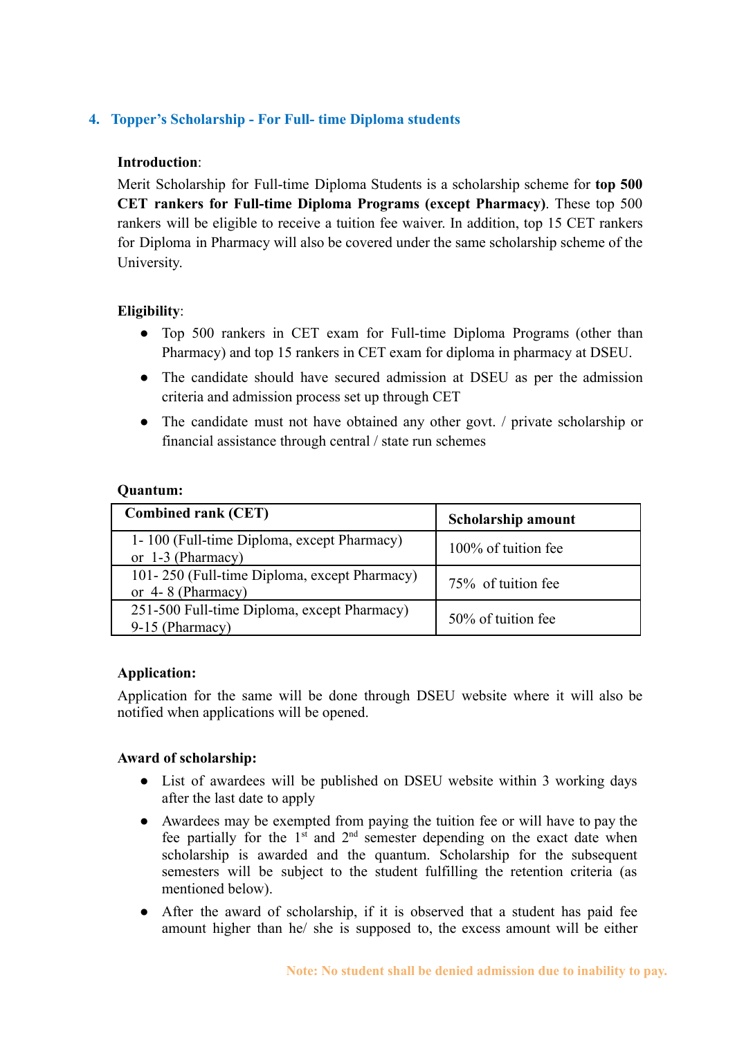### 4. Topper's Scholarship - For Full- time Diploma students

**Introduction**:

Merit Scholarship for Full-time Diploma Students is a scholarship scheme for **top 500 CET rankers for Full-time Diploma Programs (except Pharmacy)**. These top 500 rankers will be eligible to receive a tuition fee waiver. In addition, top 15 CET rankers for Diploma in Pharmacy will also be covered under the same scholarship scheme of the University.

**Eligibility**:

- Top 500 rankers in CET exam for Full-time Diploma Programs (other than Pharmacy) and top 15 rankers in CET exam for diploma in pharmacy at DSEU.
- The candidate should have secured admission at DSEU as per the admission criteria and admission process set up through CET
- The candidate must not have obtained any other govt. / private scholarship or financial assistance through central / state run schemes

**Quantum:**

| Combined rank (CET) | Scholarship amount |
|---|---|
| 1- 100 (Full-time Diploma, except Pharmacy) or 1-3 (Pharmacy) | 100% of tuition fee |
| 101- 250 (Full-time Diploma, except Pharmacy) or 4- 8 (Pharmacy) | 75% of tuition fee |
| 251-500 Full-time Diploma, except Pharmacy) 9-15 (Pharmacy) | 50% of tuition fee |

**Application:**

Application for the same will be done through DSEU website where it will also be notified when applications will be opened.

**Award of scholarship:**

- List of awardees will be published on DSEU website within 3 working days after the last date to apply
- Awardees may be exempted from paying the tuition fee or will have to pay the fee partially for the 1st and 2nd semester depending on the exact date when scholarship is awarded and the quantum. Scholarship for the subsequent semesters will be subject to the student fulfilling the retention criteria (as mentioned below).
- After the award of scholarship, if it is observed that a student has paid fee amount higher than he/ she is supposed to, the excess amount will be either

Note: No student shall be denied admission due to inability to pay.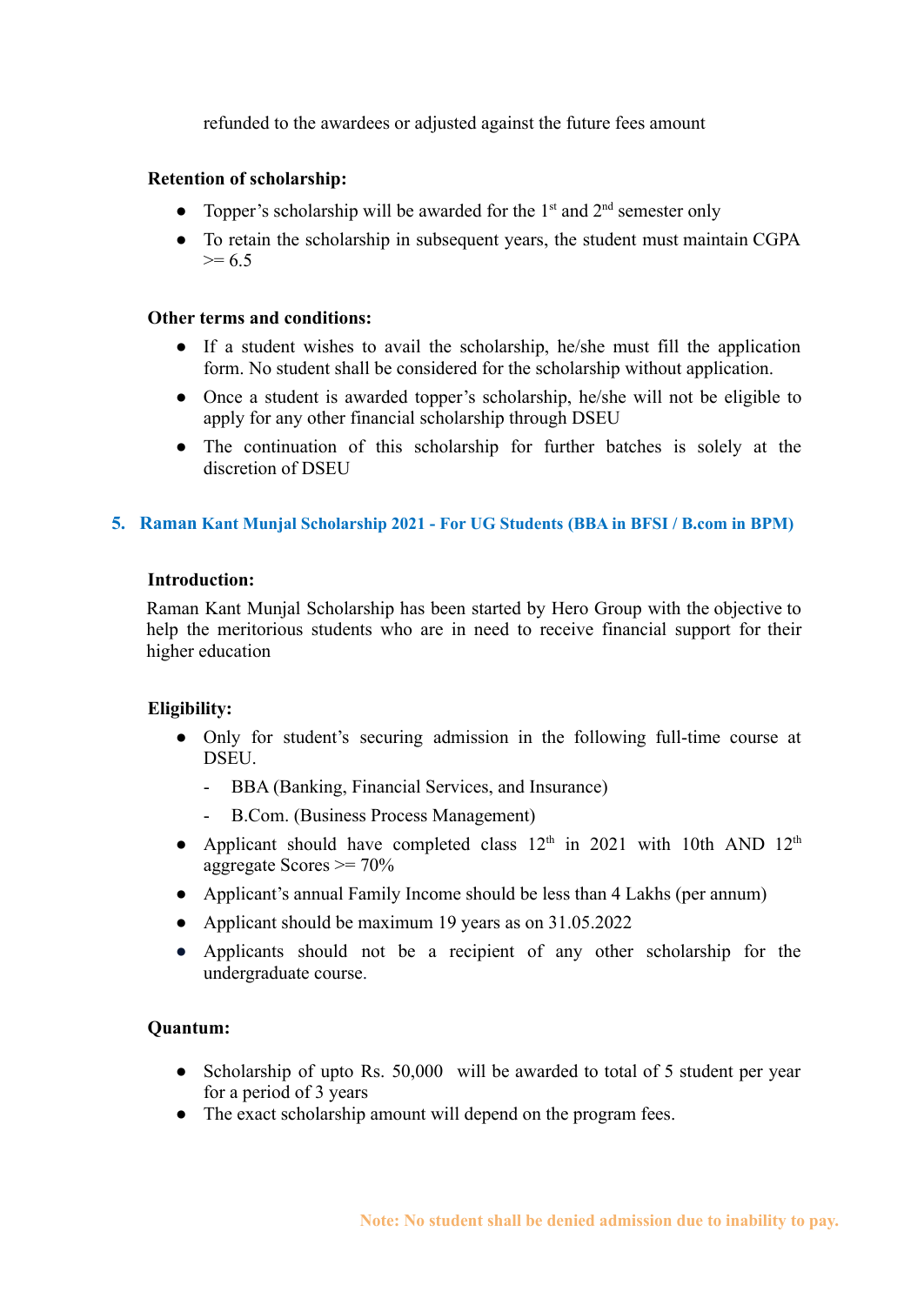refunded to the awardees or adjusted against the future fees amount

**Retention of scholarship:**

- Topper's scholarship will be awarded for the 1st and 2nd semester only
- To retain the scholarship in subsequent years, the student must maintain CGPA >= 6.5

**Other terms and conditions:**

- If a student wishes to avail the scholarship, he/she must fill the application form. No student shall be considered for the scholarship without application.
- Once a student is awarded topper's scholarship, he/she will not be eligible to apply for any other financial scholarship through DSEU
- The continuation of this scholarship for further batches is solely at the discretion of DSEU

## 5. Raman Kant Munjal Scholarship 2021 - For UG Students (BBA in BFSI / B.com in BPM)

**Introduction:**

Raman Kant Munjal Scholarship has been started by Hero Group with the objective to help the meritorious students who are in need to receive financial support for their higher education

**Eligibility:**

- Only for student's securing admission in the following full-time course at DSEU.
  - BBA (Banking, Financial Services, and Insurance)
  - B.Com. (Business Process Management)
- Applicant should have completed class 12th in 2021 with 10th AND 12th aggregate Scores >= 70%
- Applicant's annual Family Income should be less than 4 Lakhs (per annum)
- Applicant should be maximum 19 years as on 31.05.2022
- Applicants should not be a recipient of any other scholarship for the undergraduate course.

**Quantum:**

- Scholarship of upto Rs. 50,000 will be awarded to total of 5 student per year for a period of 3 years
- The exact scholarship amount will depend on the program fees.

**Note: No student shall be denied admission due to inability to pay.**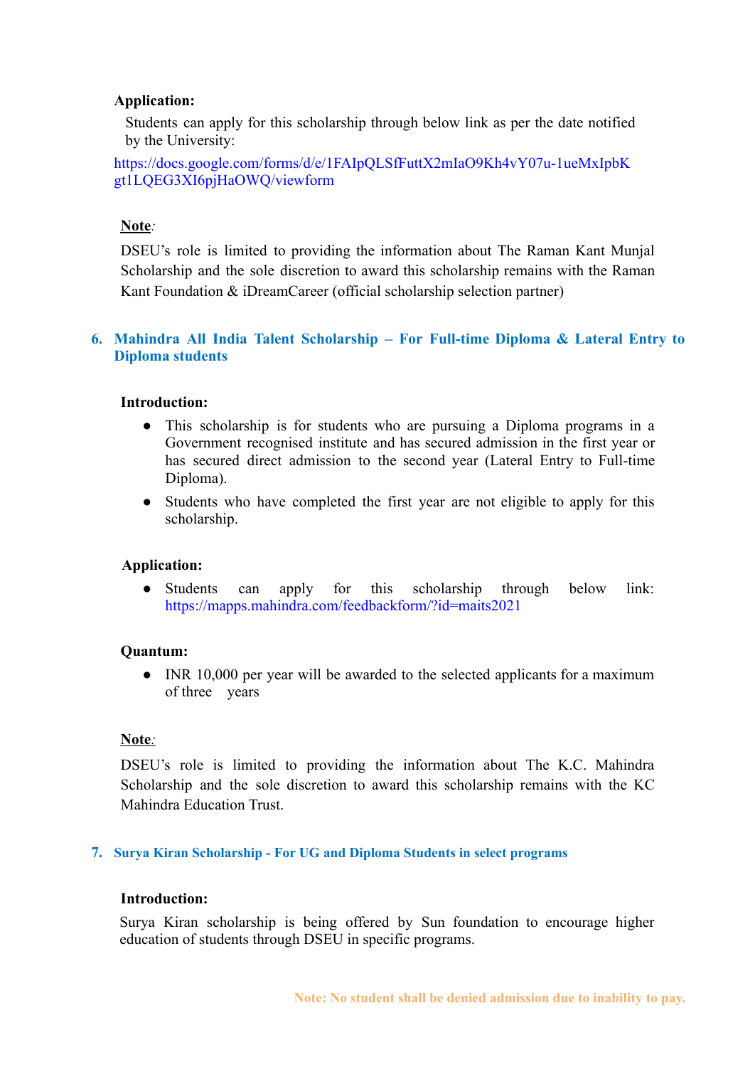**Application:**

Students can apply for this scholarship through below link as per the date notified by the University:

https://docs.google.com/forms/d/e/1FAIpQLSfFuttX2mIaO9Kh4vY07u-1ueMxIpbKgt1LQEG3XI6pjHaOWQ/viewform

**Note**:

DSEU's role is limited to providing the information about The Raman Kant Munjal Scholarship and the sole discretion to award this scholarship remains with the Raman Kant Foundation & iDreamCareer (official scholarship selection partner)

## 6. Mahindra All India Talent Scholarship – For Full-time Diploma & Lateral Entry to Diploma students

**Introduction:**

- This scholarship is for students who are pursuing a Diploma programs in a Government recognised institute and has secured admission in the first year or has secured direct admission to the second year (Lateral Entry to Full-time Diploma).
- Students who have completed the first year are not eligible to apply for this scholarship.

**Application:**

- Students can apply for this scholarship through below link: https://mapps.mahindra.com/feedbackform/?id=maits2021

**Quantum:**

- INR 10,000 per year will be awarded to the selected applicants for a maximum of three years

**Note**:

DSEU's role is limited to providing the information about The K.C. Mahindra Scholarship and the sole discretion to award this scholarship remains with the KC Mahindra Education Trust.

## 7. Surya Kiran Scholarship - For UG and Diploma Students in select programs

**Introduction:**

Surya Kiran scholarship is being offered by Sun foundation to encourage higher education of students through DSEU in specific programs.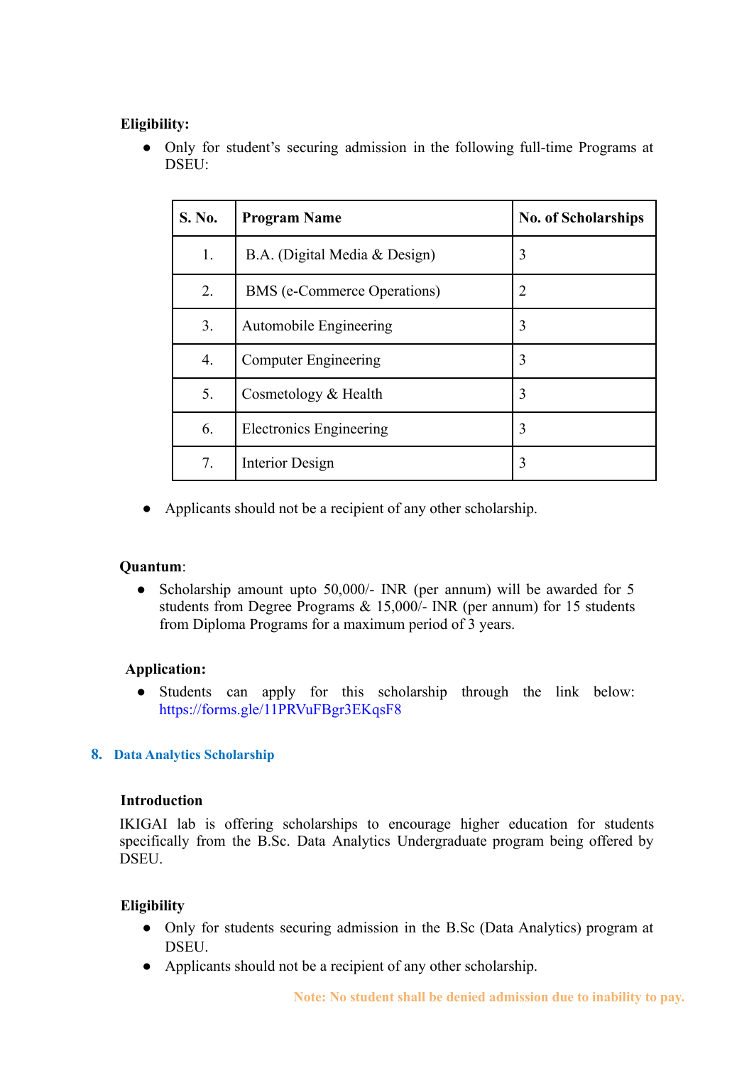**Eligibility:**

- Only for student's securing admission in the following full-time Programs at DSEU:

| S. No. | Program Name | No. of Scholarships |
|---|---|---|
| 1. | B.A. (Digital Media & Design) | 3 |
| 2. | BMS (e-Commerce Operations) | 2 |
| 3. | Automobile Engineering | 3 |
| 4. | Computer Engineering | 3 |
| 5. | Cosmetology & Health | 3 |
| 6. | Electronics Engineering | 3 |
| 7. | Interior Design | 3 |

- Applicants should not be a recipient of any other scholarship.

**Quantum**:

- Scholarship amount upto 50,000/- INR (per annum) will be awarded for 5 students from Degree Programs & 15,000/- INR (per annum) for 15 students from Diploma Programs for a maximum period of 3 years.

**Application:**

- Students can apply for this scholarship through the link below: https://forms.gle/11PRVuFBgr3EKqsF8

## 8. Data Analytics Scholarship

**Introduction**

IKIGAI lab is offering scholarships to encourage higher education for students specifically from the B.Sc. Data Analytics Undergraduate program being offered by DSEU.

**Eligibility**

- Only for students securing admission in the B.Sc (Data Analytics) program at DSEU.
- Applicants should not be a recipient of any other scholarship.

**Note: No student shall be denied admission due to inability to pay.**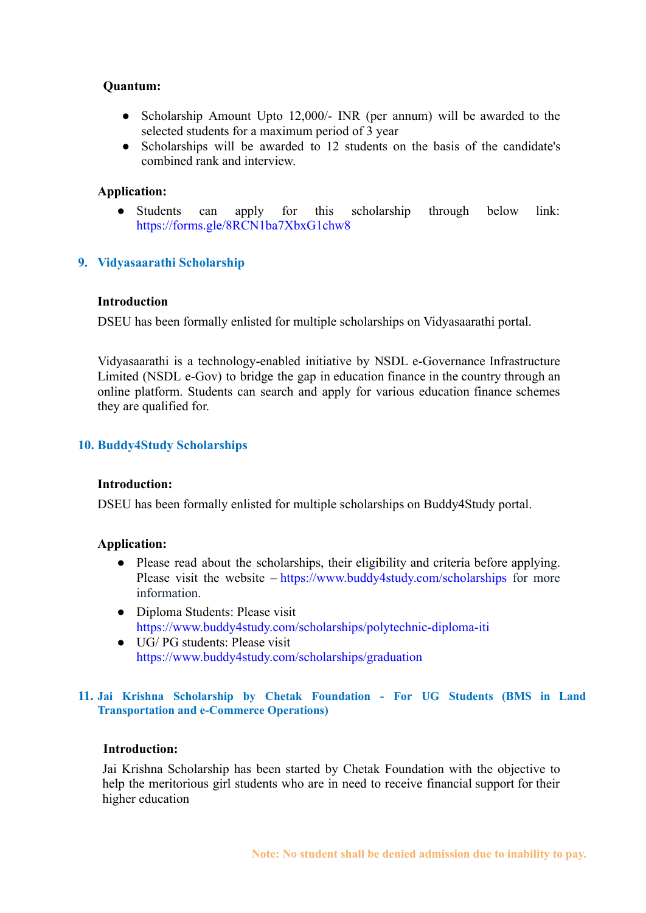**Quantum:**

- Scholarship Amount Upto 12,000/- INR (per annum) will be awarded to the selected students for a maximum period of 3 year
- Scholarships will be awarded to 12 students on the basis of the candidate's combined rank and interview.

**Application:**

- Students can apply for this scholarship through below link: https://forms.gle/8RCN1ba7XbxG1chw8

## 9. Vidyasaarathi Scholarship

**Introduction**

DSEU has been formally enlisted for multiple scholarships on Vidyasaarathi portal.

Vidyasaarathi is a technology-enabled initiative by NSDL e-Governance Infrastructure Limited (NSDL e-Gov) to bridge the gap in education finance in the country through an online platform. Students can search and apply for various education finance schemes they are qualified for.

## 10. Buddy4Study Scholarships

**Introduction:**

DSEU has been formally enlisted for multiple scholarships on Buddy4Study portal.

**Application:**

- Please read about the scholarships, their eligibility and criteria before applying. Please visit the website – https://www.buddy4study.com/scholarships for more information.
- Diploma Students: Please visit https://www.buddy4study.com/scholarships/polytechnic-diploma-iti
- UG/ PG students: Please visit https://www.buddy4study.com/scholarships/graduation

## 11. Jai Krishna Scholarship by Chetak Foundation - For UG Students (BMS in Land Transportation and e-Commerce Operations)

**Introduction:**

Jai Krishna Scholarship has been started by Chetak Foundation with the objective to help the meritorious girl students who are in need to receive financial support for their higher education

Note: No student shall be denied admission due to inability to pay.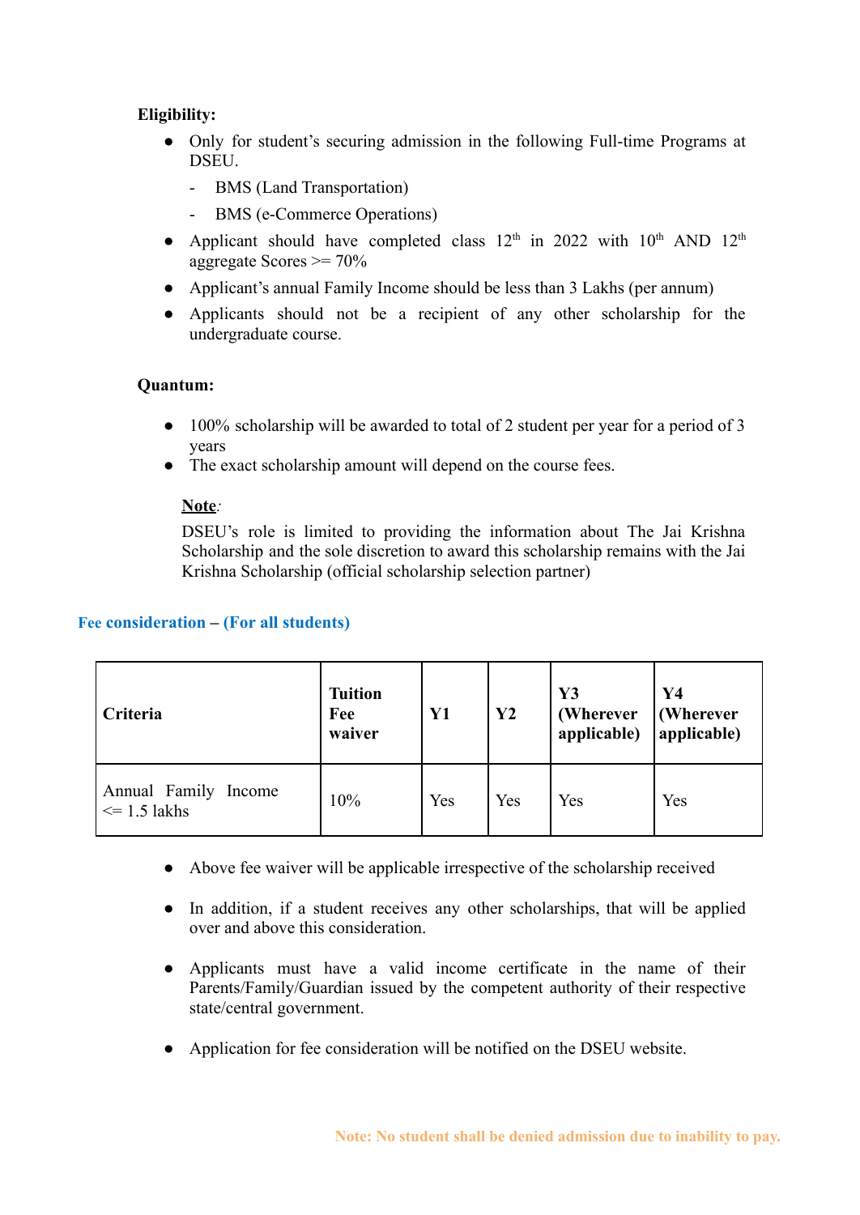**Eligibility:**

- Only for student's securing admission in the following Full-time Programs at DSEU.
  - BMS (Land Transportation)
  - BMS (e-Commerce Operations)
- Applicant should have completed class 12th in 2022 with 10th AND 12th aggregate Scores >= 70%
- Applicant's annual Family Income should be less than 3 Lakhs (per annum)
- Applicants should not be a recipient of any other scholarship for the undergraduate course.

**Quantum:**

- 100% scholarship will be awarded to total of 2 student per year for a period of 3 years
- The exact scholarship amount will depend on the course fees.

**Note**:

DSEU's role is limited to providing the information about The Jai Krishna Scholarship and the sole discretion to award this scholarship remains with the Jai Krishna Scholarship (official scholarship selection partner)

**Fee consideration – (For all students)**

| Criteria | Tuition Fee waiver | Y1 | Y2 | Y3 (Wherever applicable) | Y4 (Wherever applicable) |
|---|---|---|---|---|---|
| Annual Family Income <= 1.5 lakhs | 10% | Yes | Yes | Yes | Yes |

- Above fee waiver will be applicable irrespective of the scholarship received
- In addition, if a student receives any other scholarships, that will be applied over and above this consideration.
- Applicants must have a valid income certificate in the name of their Parents/Family/Guardian issued by the competent authority of their respective state/central government.
- Application for fee consideration will be notified on the DSEU website.

**Note: No student shall be denied admission due to inability to pay.**